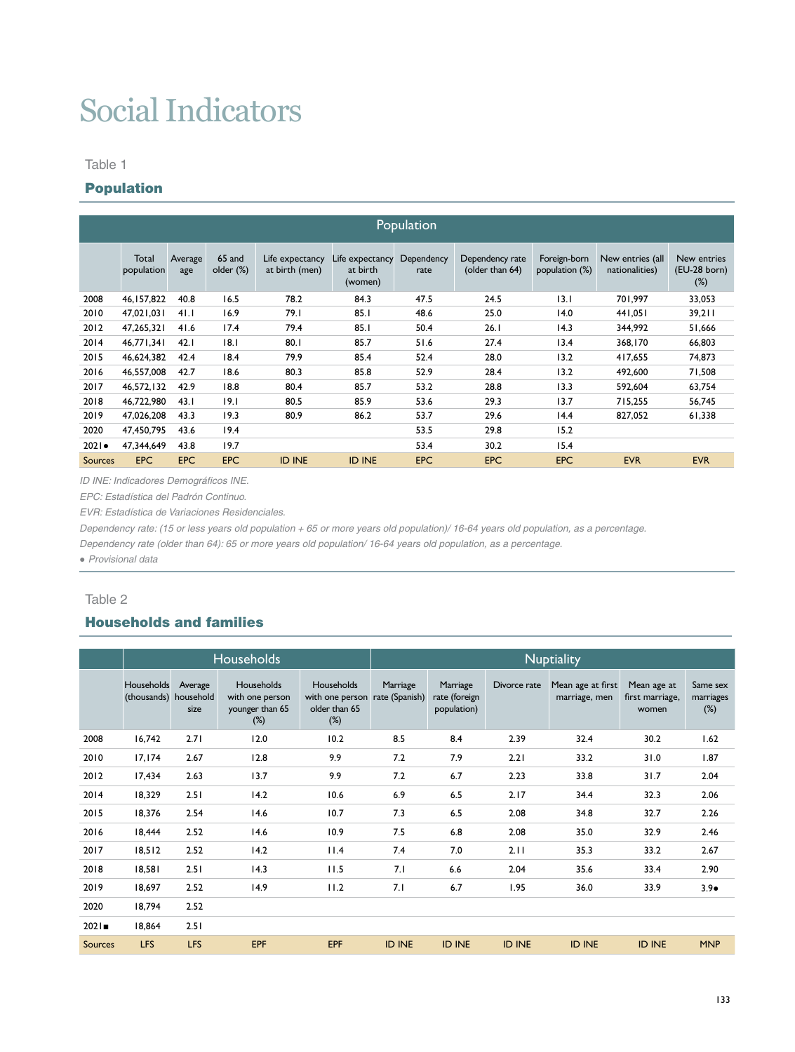# Social Indicators

Table 1

## Population

| | Population | | | | | | | | | |
|---|---|---|---|---|---|---|---|---|---|---|
| | Total population | Average age | 65 and older (%) | Life expectancy at birth (men) | Life expectancy at birth (women) | Dependency rate | Dependency rate (older than 64) | Foreign-born population (%) | New entries (all nationalities) | New entries (EU-28 born) (%) |
| 2008 | 46,157,822 | 40.8 | 16.5 | 78.2 | 84.3 | 47.5 | 24.5 | 13.1 | 701,997 | 33,053 |
| 2010 | 47,021,031 | 41.1 | 16.9 | 79.1 | 85.1 | 48.6 | 25.0 | 14.0 | 441,051 | 39,211 |
| 2012 | 47,265,321 | 41.6 | 17.4 | 79.4 | 85.1 | 50.4 | 26.1 | 14.3 | 344,992 | 51,666 |
| 2014 | 46,771,341 | 42.1 | 18.1 | 80.1 | 85.7 | 51.6 | 27.4 | 13.4 | 368,170 | 66,803 |
| 2015 | 46,624,382 | 42.4 | 18.4 | 79.9 | 85.4 | 52.4 | 28.0 | 13.2 | 417,655 | 74,873 |
| 2016 | 46,557,008 | 42.7 | 18.6 | 80.3 | 85.8 | 52.9 | 28.4 | 13.2 | 492,600 | 71,508 |
| 2017 | 46,572,132 | 42.9 | 18.8 | 80.4 | 85.7 | 53.2 | 28.8 | 13.3 | 592,604 | 63,754 |
| 2018 | 46,722,980 | 43.1 | 19.1 | 80.5 | 85.9 | 53.6 | 29.3 | 13.7 | 715,255 | 56,745 |
| 2019 | 47,026,208 | 43.3 | 19.3 | 80.9 | 86.2 | 53.7 | 29.6 | 14.4 | 827,052 | 61,338 |
| 2020 | 47,450,795 | 43.6 | 19.4 | | | 53.5 | 29.8 | 15.2 | | |
| 2021● | 47,344,649 | 43.8 | 19.7 | | | 53.4 | 30.2 | 15.4 | | |
| Sources | EPC | EPC | EPC | ID INE | ID INE | EPC | EPC | EPC | EVR | EVR |

*ID INE: Indicadores Demográficos INE.*

*EPC: Estadística del Padrón Continuo.*

*EVR: Estadística de Variaciones Residenciales.*

*Dependency rate: (15 or less years old population + 65 or more years old population)/ 16-64 years old population, as a percentage.*

*Dependency rate (older than 64): 65 or more years old population/ 16-64 years old population, as a percentage.*

*● Provisional data*

Table 2

## Households and families

| | Households | | | | Nuptiality | | | | | |
|---|---|---|---|---|---|---|---|---|---|---|
| | Households (thousands) | Average household size | Households with one person younger than 65 (%) | Households with one person older than 65 (%) | Marriage rate (Spanish) | Marriage rate (foreign population) | Divorce rate | Mean age at first marriage, men | Mean age at first marriage, women | Same sex marriages (%) |
| 2008 | 16,742 | 2.71 | 12.0 | 10.2 | 8.5 | 8.4 | 2.39 | 32.4 | 30.2 | 1.62 |
| 2010 | 17,174 | 2.67 | 12.8 | 9.9 | 7.2 | 7.9 | 2.21 | 33.2 | 31.0 | 1.87 |
| 2012 | 17,434 | 2.63 | 13.7 | 9.9 | 7.2 | 6.7 | 2.23 | 33.8 | 31.7 | 2.04 |
| 2014 | 18,329 | 2.51 | 14.2 | 10.6 | 6.9 | 6.5 | 2.17 | 34.4 | 32.3 | 2.06 |
| 2015 | 18,376 | 2.54 | 14.6 | 10.7 | 7.3 | 6.5 | 2.08 | 34.8 | 32.7 | 2.26 |
| 2016 | 18,444 | 2.52 | 14.6 | 10.9 | 7.5 | 6.8 | 2.08 | 35.0 | 32.9 | 2.46 |
| 2017 | 18,512 | 2.52 | 14.2 | 11.4 | 7.4 | 7.0 | 2.11 | 35.3 | 33.2 | 2.67 |
| 2018 | 18,581 | 2.51 | 14.3 | 11.5 | 7.1 | 6.6 | 2.04 | 35.6 | 33.4 | 2.90 |
| 2019 | 18,697 | 2.52 | 14.9 | 11.2 | 7.1 | 6.7 | 1.95 | 36.0 | 33.9 | 3.9● |
| 2020 | 18,794 | 2.52 | | | | | | | | |
| 2021■ | 18,864 | 2.51 | | | | | | | | |
| Sources | LFS | LFS | EPF | EPF | ID INE | ID INE | ID INE | ID INE | ID INE | MNP |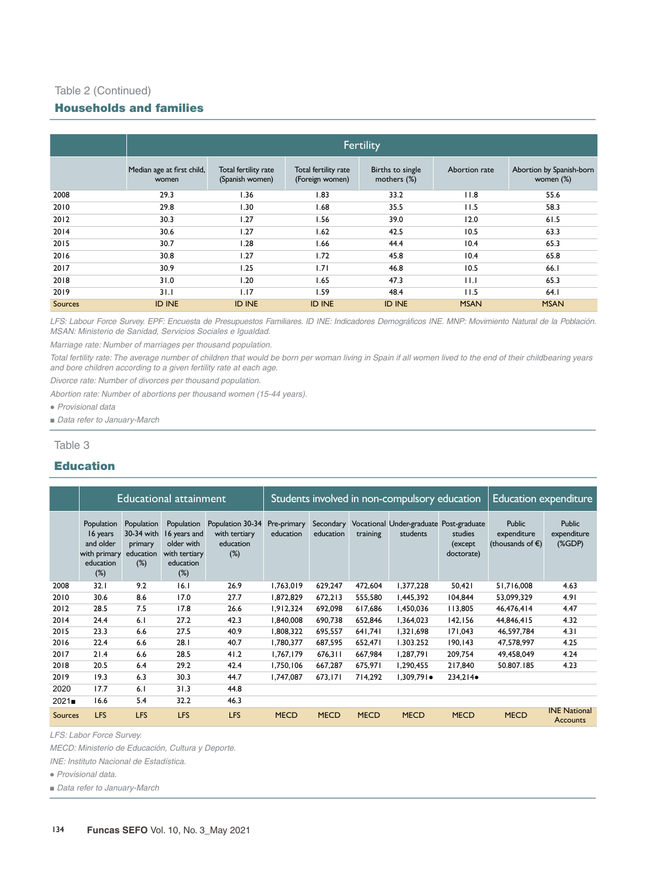Table 2 (Continued)

## Households and families

| | Fertility | | | | | |
|---|---|---|---|---|---|---|
| | Median age at first child, women | Total fertility rate (Spanish women) | Total fertility rate (Foreign women) | Births to single mothers (%) | Abortion rate | Abortion by Spanish-born women (%) |
| 2008 | 29.3 | 1.36 | 1.83 | 33.2 | 11.8 | 55.6 |
| 2010 | 29.8 | 1.30 | 1.68 | 35.5 | 11.5 | 58.3 |
| 2012 | 30.3 | 1.27 | 1.56 | 39.0 | 12.0 | 61.5 |
| 2014 | 30.6 | 1.27 | 1.62 | 42.5 | 10.5 | 63.3 |
| 2015 | 30.7 | 1.28 | 1.66 | 44.4 | 10.4 | 65.3 |
| 2016 | 30.8 | 1.27 | 1.72 | 45.8 | 10.4 | 65.8 |
| 2017 | 30.9 | 1.25 | 1.71 | 46.8 | 10.5 | 66.1 |
| 2018 | 31.0 | 1.20 | 1.65 | 47.3 | 11.1 | 65.3 |
| 2019 | 31.1 | 1.17 | 1.59 | 48.4 | 11.5 | 64.1 |
| Sources | ID INE | ID INE | ID INE | ID INE | MSAN | MSAN |

*LFS: Labour Force Survey. EPF: Encuesta de Presupuestos Familiares. ID INE: Indicadores Demográficos INE. MNP: Movimiento Natural de la Población. MSAN: Ministerio de Sanidad, Servicios Sociales e Igualdad.*

*Marriage rate: Number of marriages per thousand population.*

*Total fertility rate: The average number of children that would be born per woman living in Spain if all women lived to the end of their childbearing years and bore children according to a given fertility rate at each age.*

*Divorce rate: Number of divorces per thousand population.*

*Abortion rate: Number of abortions per thousand women (15-44 years).*

*● Provisional data*

*■ Data refer to January-March*

Table 3

## Education

| | Educational attainment | | | | Students involved in non-compulsory education | | | | | Education expenditure | |
|---|---|---|---|---|---|---|---|---|---|---|---|
| | Population 16 years and older with primary education (%) | Population 30-34 with primary education (%) | Population 16 years and older with tertiary education (%) | Population 30-34 with tertiary education (%) | Pre-primary education | Secondary education | Vocational training | Under-graduate students | Post-graduate studies (except doctorate) | Public expenditure (thousands of €) | Public expenditure (%GDP) |
| 2008 | 32.1 | 9.2 | 16.1 | 26.9 | 1,763,019 | 629,247 | 472,604 | 1,377,228 | 50,421 | 51,716,008 | 4.63 |
| 2010 | 30.6 | 8.6 | 17.0 | 27.7 | 1,872,829 | 672,213 | 555,580 | 1,445,392 | 104,844 | 53,099,329 | 4.91 |
| 2012 | 28.5 | 7.5 | 17.8 | 26.6 | 1,912,324 | 692,098 | 617,686 | 1,450,036 | 113,805 | 46,476,414 | 4.47 |
| 2014 | 24.4 | 6.1 | 27.2 | 42.3 | 1,840,008 | 690,738 | 652,846 | 1,364,023 | 142,156 | 44,846,415 | 4.32 |
| 2015 | 23.3 | 6.6 | 27.5 | 40.9 | 1,808,322 | 695,557 | 641,741 | 1,321,698 | 171,043 | 46,597,784 | 4.31 |
| 2016 | 22.4 | 6.6 | 28.1 | 40.7 | 1,780,377 | 687,595 | 652,471 | 1.303.252 | 190,143 | 47,578,997 | 4.25 |
| 2017 | 21.4 | 6.6 | 28.5 | 41.2 | 1,767,179 | 676,311 | 667,984 | 1,287,791 | 209,754 | 49,458,049 | 4.24 |
| 2018 | 20.5 | 6.4 | 29.2 | 42.4 | 1,750,106 | 667,287 | 675,971 | 1,290,455 | 217,840 | 50.807.185 | 4.23 |
| 2019 | 19.3 | 6.3 | 30.3 | 44.7 | 1,747,087 | 673,171 | 714,292 | 1,309,791● | 234,214● | | |
| 2020 | 17.7 | 6.1 | 31.3 | 44.8 | | | | | | | |
| 2021■ | 16.6 | 5.4 | 32.2 | 46.3 | | | | | | | |
| Sources | LFS | LFS | LFS | LFS | MECD | MECD | MECD | MECD | MECD | MECD | INE National Accounts |

*LFS: Labor Force Survey.*

*MECD: Ministerio de Educación, Cultura y Deporte.*

*INE: Instituto Nacional de Estadística.*

*● Provisional data.*

*■ Data refer to January-March*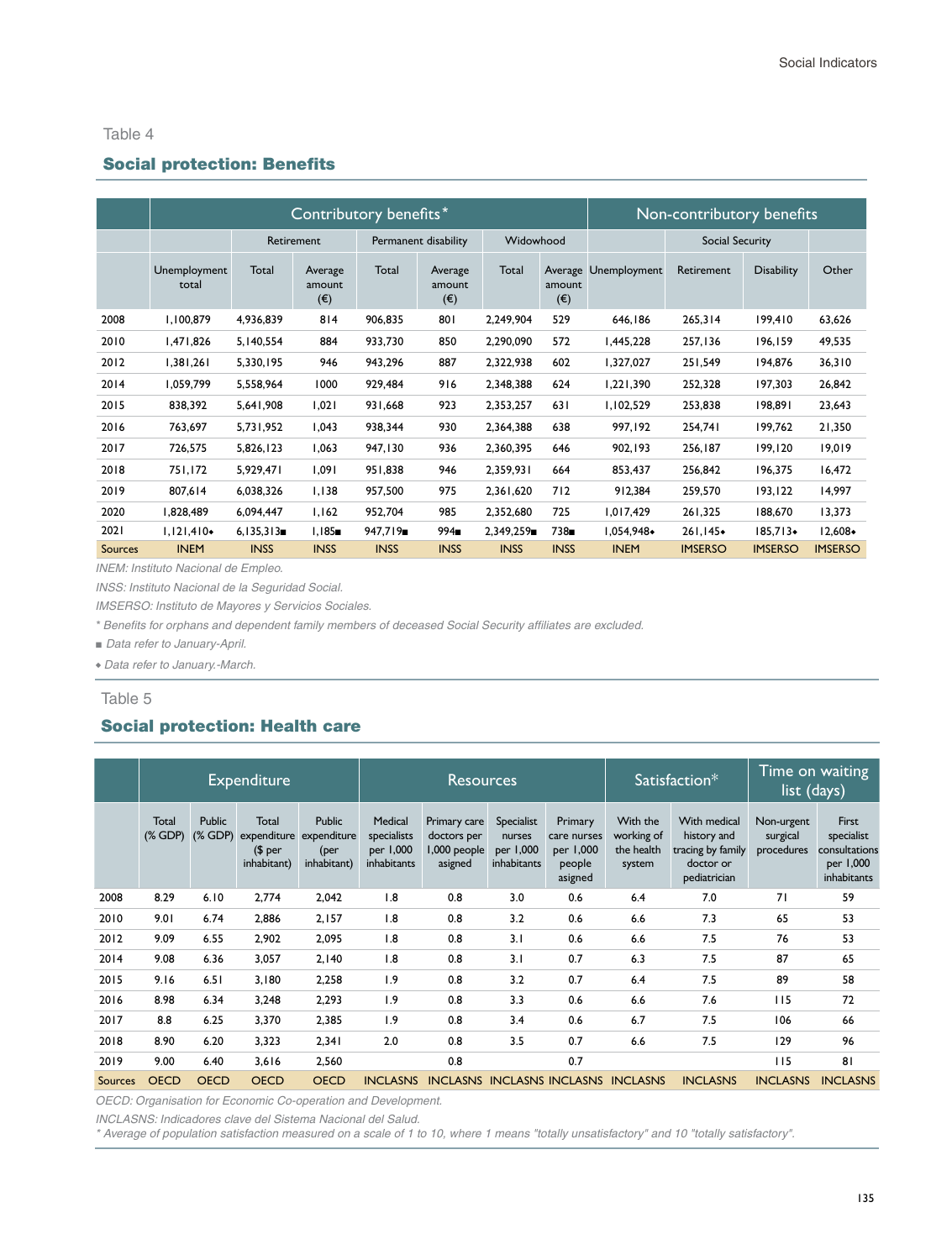Table 4

## Social protection: Benefits

| | Contributory benefits* | | | | | | | Non-contributory benefits | | | |
|---|---|---|---|---|---|---|---|---|---|---|---|
| | | Retirement | | Permanent disability | | Widowhood | | | Social Security | | |
| | Unemployment total | Total | Average amount (€) | Total | Average amount (€) | Total | Average amount (€) | Unemployment | Retirement | Disability | Other |
| 2008 | 1,100,879 | 4,936,839 | 814 | 906,835 | 801 | 2,249,904 | 529 | 646,186 | 265,314 | 199,410 | 63,626 |
| 2010 | 1,471,826 | 5,140,554 | 884 | 933,730 | 850 | 2,290,090 | 572 | 1,445,228 | 257,136 | 196,159 | 49,535 |
| 2012 | 1,381,261 | 5,330,195 | 946 | 943,296 | 887 | 2,322,938 | 602 | 1,327,027 | 251,549 | 194,876 | 36,310 |
| 2014 | 1,059,799 | 5,558,964 | 1000 | 929,484 | 916 | 2,348,388 | 624 | 1,221,390 | 252,328 | 197,303 | 26,842 |
| 2015 | 838,392 | 5,641,908 | 1,021 | 931,668 | 923 | 2,353,257 | 631 | 1,102,529 | 253,838 | 198,891 | 23,643 |
| 2016 | 763,697 | 5,731,952 | 1,043 | 938,344 | 930 | 2,364,388 | 638 | 997,192 | 254,741 | 199,762 | 21,350 |
| 2017 | 726,575 | 5,826,123 | 1,063 | 947,130 | 936 | 2,360,395 | 646 | 902,193 | 256,187 | 199,120 | 19,019 |
| 2018 | 751,172 | 5,929,471 | 1,091 | 951,838 | 946 | 2,359,931 | 664 | 853,437 | 256,842 | 196,375 | 16,472 |
| 2019 | 807,614 | 6,038,326 | 1,138 | 957,500 | 975 | 2,361,620 | 712 | 912,384 | 259,570 | 193,122 | 14,997 |
| 2020 | 1,828,489 | 6,094,447 | 1,162 | 952,704 | 985 | 2,352,680 | 725 | 1,017,429 | 261,325 | 188,670 | 13,373 |
| 2021 | 1,121,410◆ | 6,135,313■ | 1,185■ | 947,719■ | 994■ | 2,349,259■ | 738■ | 1,054,948◆ | 261,145◆ | 185,713◆ | 12,608◆ |
| Sources | INEM | INSS | INSS | INSS | INSS | INSS | INSS | INEM | IMSERSO | IMSERSO | IMSERSO |

*INEM: Instituto Nacional de Empleo.*

*INSS: Instituto Nacional de la Seguridad Social.*

*IMSERSO: Instituto de Mayores y Servicios Sociales.*

*\* Benefits for orphans and dependent family members of deceased Social Security affiliates are excluded.*

*■ Data refer to January-April.*

*◆ Data refer to January.-March.*

Table 5

## Social protection: Health care

| | Expenditure | | | | Resources | | | | Satisfaction* | | Time on waiting list (days) | |
|---|---|---|---|---|---|---|---|---|---|---|---|---|
| | Total (% GDP) | Public (% GDP) | Total expenditure ($ per inhabitant) | Public expenditure (per inhabitant) | Medical specialists per 1,000 inhabitants | Primary care doctors per 1,000 people asigned | Specialist nurses per 1,000 inhabitants | Primary care nurses per 1,000 people asigned | With the working of the health system | With medical history and tracing by family doctor or pediatrician | Non-urgent surgical procedures | First specialist consultations per 1,000 inhabitants |
| 2008 | 8.29 | 6.10 | 2,774 | 2,042 | 1.8 | 0.8 | 3.0 | 0.6 | 6.4 | 7.0 | 71 | 59 |
| 2010 | 9.01 | 6.74 | 2,886 | 2,157 | 1.8 | 0.8 | 3.2 | 0.6 | 6.6 | 7.3 | 65 | 53 |
| 2012 | 9.09 | 6.55 | 2,902 | 2,095 | 1.8 | 0.8 | 3.1 | 0.6 | 6.6 | 7.5 | 76 | 53 |
| 2014 | 9.08 | 6.36 | 3,057 | 2,140 | 1.8 | 0.8 | 3.1 | 0.7 | 6.3 | 7.5 | 87 | 65 |
| 2015 | 9.16 | 6.51 | 3,180 | 2,258 | 1.9 | 0.8 | 3.2 | 0.7 | 6.4 | 7.5 | 89 | 58 |
| 2016 | 8.98 | 6.34 | 3,248 | 2,293 | 1.9 | 0.8 | 3.3 | 0.6 | 6.6 | 7.6 | 115 | 72 |
| 2017 | 8.8 | 6.25 | 3,370 | 2,385 | 1.9 | 0.8 | 3.4 | 0.6 | 6.7 | 7.5 | 106 | 66 |
| 2018 | 8.90 | 6.20 | 3,323 | 2,341 | 2.0 | 0.8 | 3.5 | 0.7 | 6.6 | 7.5 | 129 | 96 |
| 2019 | 9.00 | 6.40 | 3,616 | 2,560 | | 0.8 | | 0.7 | | | 115 | 81 |
| Sources | OECD | OECD | OECD | OECD | INCLASNS | INCLASNS | INCLASNS | INCLASNS | INCLASNS | INCLASNS | INCLASNS | INCLASNS |

*OECD: Organisation for Economic Co-operation and Development.*

*INCLASNS: Indicadores clave del Sistema Nacional del Salud.*

*\* Average of population satisfaction measured on a scale of 1 to 10, where 1 means "totally unsatisfactory" and 10 "totally satisfactory".*